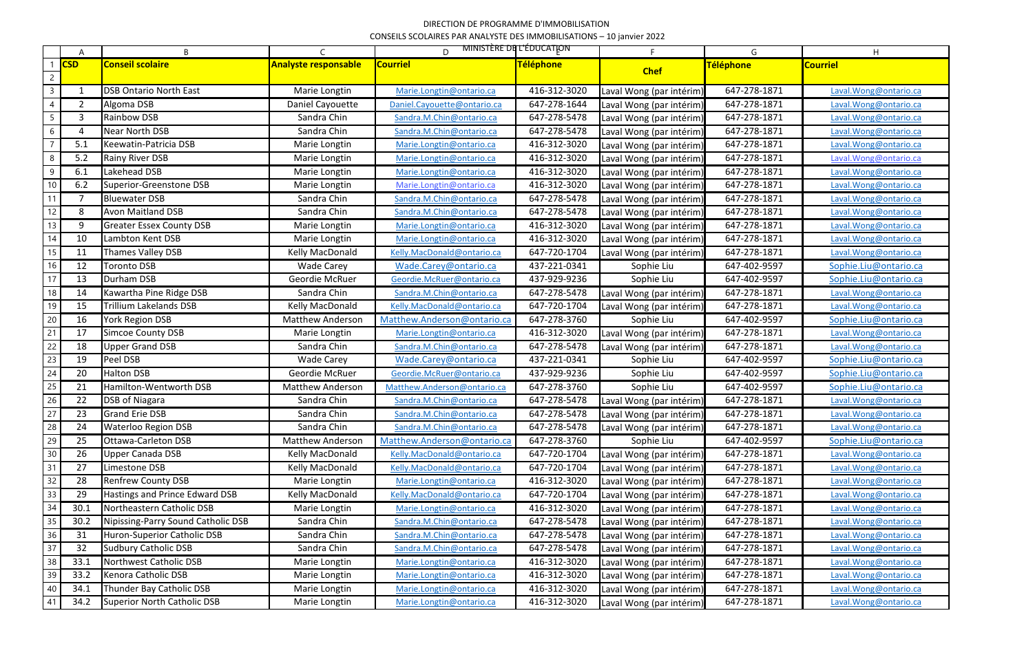DIRECTION DE PROGRAMME D'IMMOBILISATION

CONSEILS SCOLAIRES PAR ANALYSTE DES IMMOBILISATIONS – 10 janvier 2022

MINISTÈRE DE L'ÉDUCATION

| CSD | Conseil scolaire | Analyste responsable | Courriel | Téléphone | Chef | Téléphone | Courriel |
|---|---|---|---|---|---|---|---|
| 1 | DSB Ontario North East | Marie Longtin | Marie.Longtin@ontario.ca | 416-312-3020 | Laval Wong (par intérim) | 647-278-1871 | Laval.Wong@ontario.ca |
| 2 | Algoma DSB | Daniel Cayouette | Daniel.Cayouette@ontario.ca | 647-278-1644 | Laval Wong (par intérim) | 647-278-1871 | Laval.Wong@ontario.ca |
| 3 | Rainbow DSB | Sandra Chin | Sandra.M.Chin@ontario.ca | 647-278-5478 | Laval Wong (par intérim) | 647-278-1871 | Laval.Wong@ontario.ca |
| 4 | Near North DSB | Sandra Chin | Sandra.M.Chin@ontario.ca | 647-278-5478 | Laval Wong (par intérim) | 647-278-1871 | Laval.Wong@ontario.ca |
| 5.1 | Keewatin-Patricia DSB | Marie Longtin | Marie.Longtin@ontario.ca | 416-312-3020 | Laval Wong (par intérim) | 647-278-1871 | Laval.Wong@ontario.ca |
| 5.2 | Rainy River DSB | Marie Longtin | Marie.Longtin@ontario.ca | 416-312-3020 | Laval Wong (par intérim) | 647-278-1871 | Laval.Wong@ontario.ca |
| 6.1 | Lakehead DSB | Marie Longtin | Marie.Longtin@ontario.ca | 416-312-3020 | Laval Wong (par intérim) | 647-278-1871 | Laval.Wong@ontario.ca |
| 6.2 | Superior-Greenstone DSB | Marie Longtin | Marie.Longtin@ontario.ca | 416-312-3020 | Laval Wong (par intérim) | 647-278-1871 | Laval.Wong@ontario.ca |
| 7 | Bluewater DSB | Sandra Chin | Sandra.M.Chin@ontario.ca | 647-278-5478 | Laval Wong (par intérim) | 647-278-1871 | Laval.Wong@ontario.ca |
| 8 | Avon Maitland DSB | Sandra Chin | Sandra.M.Chin@ontario.ca | 647-278-5478 | Laval Wong (par intérim) | 647-278-1871 | Laval.Wong@ontario.ca |
| 9 | Greater Essex County DSB | Marie Longtin | Marie.Longtin@ontario.ca | 416-312-3020 | Laval Wong (par intérim) | 647-278-1871 | Laval.Wong@ontario.ca |
| 10 | Lambton Kent DSB | Marie Longtin | Marie.Longtin@ontario.ca | 416-312-3020 | Laval Wong (par intérim) | 647-278-1871 | Laval.Wong@ontario.ca |
| 11 | Thames Valley DSB | Kelly MacDonald | Kelly.MacDonald@ontario.ca | 647-720-1704 | Laval Wong (par intérim) | 647-278-1871 | Laval.Wong@ontario.ca |
| 12 | Toronto DSB | Wade Carey | Wade.Carey@ontario.ca | 437-221-0341 | Sophie Liu | 647-402-9597 | Sophie.Liu@ontario.ca |
| 13 | Durham DSB | Geordie McRuer | Geordie.McRuer@ontario.ca | 437-929-9236 | Sophie Liu | 647-402-9597 | Sophie.Liu@ontario.ca |
| 14 | Kawartha Pine Ridge DSB | Sandra Chin | Sandra.M.Chin@ontario.ca | 647-278-5478 | Laval Wong (par intérim) | 647-278-1871 | Laval.Wong@ontario.ca |
| 15 | Trillium Lakelands DSB | Kelly MacDonald | Kelly.MacDonald@ontario.ca | 647-720-1704 | Laval Wong (par intérim) | 647-278-1871 | Laval.Wong@ontario.ca |
| 16 | York Region DSB | Matthew Anderson | Matthew.Anderson@ontario.ca | 647-278-3760 | Sophie Liu | 647-402-9597 | Sophie.Liu@ontario.ca |
| 17 | Simcoe County DSB | Marie Longtin | Marie.Longtin@ontario.ca | 416-312-3020 | Laval Wong (par intérim) | 647-278-1871 | Laval.Wong@ontario.ca |
| 18 | Upper Grand DSB | Sandra Chin | Sandra.M.Chin@ontario.ca | 647-278-5478 | Laval Wong (par intérim) | 647-278-1871 | Laval.Wong@ontario.ca |
| 19 | Peel DSB | Wade Carey | Wade.Carey@ontario.ca | 437-221-0341 | Sophie Liu | 647-402-9597 | Sophie.Liu@ontario.ca |
| 20 | Halton DSB | Geordie McRuer | Geordie.McRuer@ontario.ca | 437-929-9236 | Sophie Liu | 647-402-9597 | Sophie.Liu@ontario.ca |
| 21 | Hamilton-Wentworth DSB | Matthew Anderson | Matthew.Anderson@ontario.ca | 647-278-3760 | Sophie Liu | 647-402-9597 | Sophie.Liu@ontario.ca |
| 22 | DSB of Niagara | Sandra Chin | Sandra.M.Chin@ontario.ca | 647-278-5478 | Laval Wong (par intérim) | 647-278-1871 | Laval.Wong@ontario.ca |
| 23 | Grand Erie DSB | Sandra Chin | Sandra.M.Chin@ontario.ca | 647-278-5478 | Laval Wong (par intérim) | 647-278-1871 | Laval.Wong@ontario.ca |
| 24 | Waterloo Region DSB | Sandra Chin | Sandra.M.Chin@ontario.ca | 647-278-5478 | Laval Wong (par intérim) | 647-278-1871 | Laval.Wong@ontario.ca |
| 25 | Ottawa-Carleton DSB | Matthew Anderson | Matthew.Anderson@ontario.ca | 647-278-3760 | Sophie Liu | 647-402-9597 | Sophie.Liu@ontario.ca |
| 26 | Upper Canada DSB | Kelly MacDonald | Kelly.MacDonald@ontario.ca | 647-720-1704 | Laval Wong (par intérim) | 647-278-1871 | Laval.Wong@ontario.ca |
| 27 | Limestone DSB | Kelly MacDonald | Kelly.MacDonald@ontario.ca | 647-720-1704 | Laval Wong (par intérim) | 647-278-1871 | Laval.Wong@ontario.ca |
| 28 | Renfrew County DSB | Marie Longtin | Marie.Longtin@ontario.ca | 416-312-3020 | Laval Wong (par intérim) | 647-278-1871 | Laval.Wong@ontario.ca |
| 29 | Hastings and Prince Edward DSB | Kelly MacDonald | Kelly.MacDonald@ontario.ca | 647-720-1704 | Laval Wong (par intérim) | 647-278-1871 | Laval.Wong@ontario.ca |
| 30.1 | Northeastern Catholic DSB | Marie Longtin | Marie.Longtin@ontario.ca | 416-312-3020 | Laval Wong (par intérim) | 647-278-1871 | Laval.Wong@ontario.ca |
| 30.2 | Nipissing-Parry Sound Catholic DSB | Sandra Chin | Sandra.M.Chin@ontario.ca | 647-278-5478 | Laval Wong (par intérim) | 647-278-1871 | Laval.Wong@ontario.ca |
| 31 | Huron-Superior Catholic DSB | Sandra Chin | Sandra.M.Chin@ontario.ca | 647-278-5478 | Laval Wong (par intérim) | 647-278-1871 | Laval.Wong@ontario.ca |
| 32 | Sudbury Catholic DSB | Sandra Chin | Sandra.M.Chin@ontario.ca | 647-278-5478 | Laval Wong (par intérim) | 647-278-1871 | Laval.Wong@ontario.ca |
| 33.1 | Northwest Catholic DSB | Marie Longtin | Marie.Longtin@ontario.ca | 416-312-3020 | Laval Wong (par intérim) | 647-278-1871 | Laval.Wong@ontario.ca |
| 33.2 | Kenora Catholic DSB | Marie Longtin | Marie.Longtin@ontario.ca | 416-312-3020 | Laval Wong (par intérim) | 647-278-1871 | Laval.Wong@ontario.ca |
| 34.1 | Thunder Bay Catholic DSB | Marie Longtin | Marie.Longtin@ontario.ca | 416-312-3020 | Laval Wong (par intérim) | 647-278-1871 | Laval.Wong@ontario.ca |
| 34.2 | Superior North Catholic DSB | Marie Longtin | Marie.Longtin@ontario.ca | 416-312-3020 | Laval Wong (par intérim) | 647-278-1871 | Laval.Wong@ontario.ca |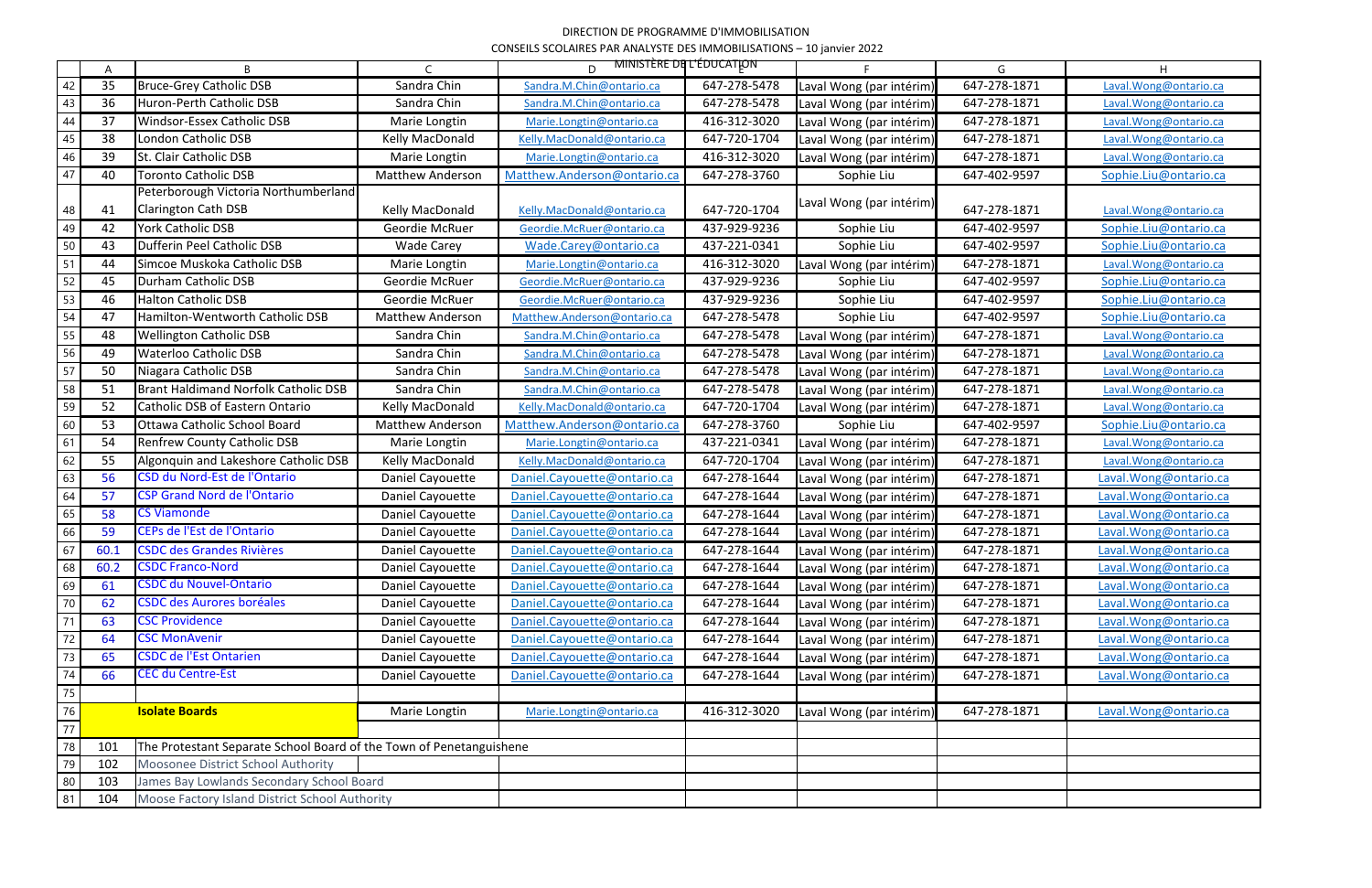DIRECTION DE PROGRAMME D'IMMOBILISATION

CONSEILS SCOLAIRES PAR ANALYSTE DES IMMOBILISATIONS – 10 janvier 2022

MINISTÈRE DE L'ÉDUCATION

| | A | B | C | D | E | F | G | H |
|---|---|---|---|---|---|---|---|---|
| 42 | 35 | Bruce-Grey Catholic DSB | Sandra Chin | Sandra.M.Chin@ontario.ca | 647-278-5478 | Laval Wong (par intérim) | 647-278-1871 | Laval.Wong@ontario.ca |
| 43 | 36 | Huron-Perth Catholic DSB | Sandra Chin | Sandra.M.Chin@ontario.ca | 647-278-5478 | Laval Wong (par intérim) | 647-278-1871 | Laval.Wong@ontario.ca |
| 44 | 37 | Windsor-Essex Catholic DSB | Marie Longtin | Marie.Longtin@ontario.ca | 416-312-3020 | Laval Wong (par intérim) | 647-278-1871 | Laval.Wong@ontario.ca |
| 45 | 38 | London Catholic DSB | Kelly MacDonald | Kelly.MacDonald@ontario.ca | 647-720-1704 | Laval Wong (par intérim) | 647-278-1871 | Laval.Wong@ontario.ca |
| 46 | 39 | St. Clair Catholic DSB | Marie Longtin | Marie.Longtin@ontario.ca | 416-312-3020 | Laval Wong (par intérim) | 647-278-1871 | Laval.Wong@ontario.ca |
| 47 | 40 | Toronto Catholic DSB | Matthew Anderson | Matthew.Anderson@ontario.ca | 647-278-3760 | Sophie Liu | 647-402-9597 | Sophie.Liu@ontario.ca |
| 48 | 41 | Peterborough Victoria Northumberland Clarington Cath DSB | Kelly MacDonald | Kelly.MacDonald@ontario.ca | 647-720-1704 | Laval Wong (par intérim) | 647-278-1871 | Laval.Wong@ontario.ca |
| 49 | 42 | York Catholic DSB | Geordie McRuer | Geordie.McRuer@ontario.ca | 437-929-9236 | Sophie Liu | 647-402-9597 | Sophie.Liu@ontario.ca |
| 50 | 43 | Dufferin Peel Catholic DSB | Wade Carey | Wade.Carey@ontario.ca | 437-221-0341 | Sophie Liu | 647-402-9597 | Sophie.Liu@ontario.ca |
| 51 | 44 | Simcoe Muskoka Catholic DSB | Marie Longtin | Marie.Longtin@ontario.ca | 416-312-3020 | Laval Wong (par intérim) | 647-278-1871 | Laval.Wong@ontario.ca |
| 52 | 45 | Durham Catholic DSB | Geordie McRuer | Geordie.McRuer@ontario.ca | 437-929-9236 | Sophie Liu | 647-402-9597 | Sophie.Liu@ontario.ca |
| 53 | 46 | Halton Catholic DSB | Geordie McRuer | Geordie.McRuer@ontario.ca | 437-929-9236 | Sophie Liu | 647-402-9597 | Sophie.Liu@ontario.ca |
| 54 | 47 | Hamilton-Wentworth Catholic DSB | Matthew Anderson | Matthew.Anderson@ontario.ca | 647-278-5478 | Sophie Liu | 647-402-9597 | Sophie.Liu@ontario.ca |
| 55 | 48 | Wellington Catholic DSB | Sandra Chin | Sandra.M.Chin@ontario.ca | 647-278-5478 | Laval Wong (par intérim) | 647-278-1871 | Laval.Wong@ontario.ca |
| 56 | 49 | Waterloo Catholic DSB | Sandra Chin | Sandra.M.Chin@ontario.ca | 647-278-5478 | Laval Wong (par intérim) | 647-278-1871 | Laval.Wong@ontario.ca |
| 57 | 50 | Niagara Catholic DSB | Sandra Chin | Sandra.M.Chin@ontario.ca | 647-278-5478 | Laval Wong (par intérim) | 647-278-1871 | Laval.Wong@ontario.ca |
| 58 | 51 | Brant Haldimand Norfolk Catholic DSB | Sandra Chin | Sandra.M.Chin@ontario.ca | 647-278-5478 | Laval Wong (par intérim) | 647-278-1871 | Laval.Wong@ontario.ca |
| 59 | 52 | Catholic DSB of Eastern Ontario | Kelly MacDonald | Kelly.MacDonald@ontario.ca | 647-720-1704 | Laval Wong (par intérim) | 647-278-1871 | Laval.Wong@ontario.ca |
| 60 | 53 | Ottawa Catholic School Board | Matthew Anderson | Matthew.Anderson@ontario.ca | 647-278-3760 | Sophie Liu | 647-402-9597 | Sophie.Liu@ontario.ca |
| 61 | 54 | Renfrew County Catholic DSB | Marie Longtin | Marie.Longtin@ontario.ca | 437-221-0341 | Laval Wong (par intérim) | 647-278-1871 | Laval.Wong@ontario.ca |
| 62 | 55 | Algonquin and Lakeshore Catholic DSB | Kelly MacDonald | Kelly.MacDonald@ontario.ca | 647-720-1704 | Laval Wong (par intérim) | 647-278-1871 | Laval.Wong@ontario.ca |
| 63 | 56 | CSD du Nord-Est de l'Ontario | Daniel Cayouette | Daniel.Cayouette@ontario.ca | 647-278-1644 | Laval Wong (par intérim) | 647-278-1871 | Laval.Wong@ontario.ca |
| 64 | 57 | CSP Grand Nord de l'Ontario | Daniel Cayouette | Daniel.Cayouette@ontario.ca | 647-278-1644 | Laval Wong (par intérim) | 647-278-1871 | Laval.Wong@ontario.ca |
| 65 | 58 | CS Viamonde | Daniel Cayouette | Daniel.Cayouette@ontario.ca | 647-278-1644 | Laval Wong (par intérim) | 647-278-1871 | Laval.Wong@ontario.ca |
| 66 | 59 | CEPs de l'Est de l'Ontario | Daniel Cayouette | Daniel.Cayouette@ontario.ca | 647-278-1644 | Laval Wong (par intérim) | 647-278-1871 | Laval.Wong@ontario.ca |
| 67 | 60.1 | CSDC des Grandes Rivières | Daniel Cayouette | Daniel.Cayouette@ontario.ca | 647-278-1644 | Laval Wong (par intérim) | 647-278-1871 | Laval.Wong@ontario.ca |
| 68 | 60.2 | CSDC Franco-Nord | Daniel Cayouette | Daniel.Cayouette@ontario.ca | 647-278-1644 | Laval Wong (par intérim) | 647-278-1871 | Laval.Wong@ontario.ca |
| 69 | 61 | CSDC du Nouvel-Ontario | Daniel Cayouette | Daniel.Cayouette@ontario.ca | 647-278-1644 | Laval Wong (par intérim) | 647-278-1871 | Laval.Wong@ontario.ca |
| 70 | 62 | CSDC des Aurores boréales | Daniel Cayouette | Daniel.Cayouette@ontario.ca | 647-278-1644 | Laval Wong (par intérim) | 647-278-1871 | Laval.Wong@ontario.ca |
| 71 | 63 | CSC Providence | Daniel Cayouette | Daniel.Cayouette@ontario.ca | 647-278-1644 | Laval Wong (par intérim) | 647-278-1871 | Laval.Wong@ontario.ca |
| 72 | 64 | CSC MonAvenir | Daniel Cayouette | Daniel.Cayouette@ontario.ca | 647-278-1644 | Laval Wong (par intérim) | 647-278-1871 | Laval.Wong@ontario.ca |
| 73 | 65 | CSDC de l'Est Ontarien | Daniel Cayouette | Daniel.Cayouette@ontario.ca | 647-278-1644 | Laval Wong (par intérim) | 647-278-1871 | Laval.Wong@ontario.ca |
| 74 | 66 | CEC du Centre-Est | Daniel Cayouette | Daniel.Cayouette@ontario.ca | 647-278-1644 | Laval Wong (par intérim) | 647-278-1871 | Laval.Wong@ontario.ca |
| 75 | | | | | | | | |
| 76 | | **Isolate Boards** | Marie Longtin | Marie.Longtin@ontario.ca | 416-312-3020 | Laval Wong (par intérim) | 647-278-1871 | Laval.Wong@ontario.ca |
| 77 | | | | | | | | |
| 78 | 101 | The Protestant Separate School Board of the Town of Penetanguishene | | | | | | |
| 79 | 102 | Moosonee District School Authority | | | | | | |
| 80 | 103 | James Bay Lowlands Secondary School Board | | | | | | |
| 81 | 104 | Moose Factory Island District School Authority | | | | | | |